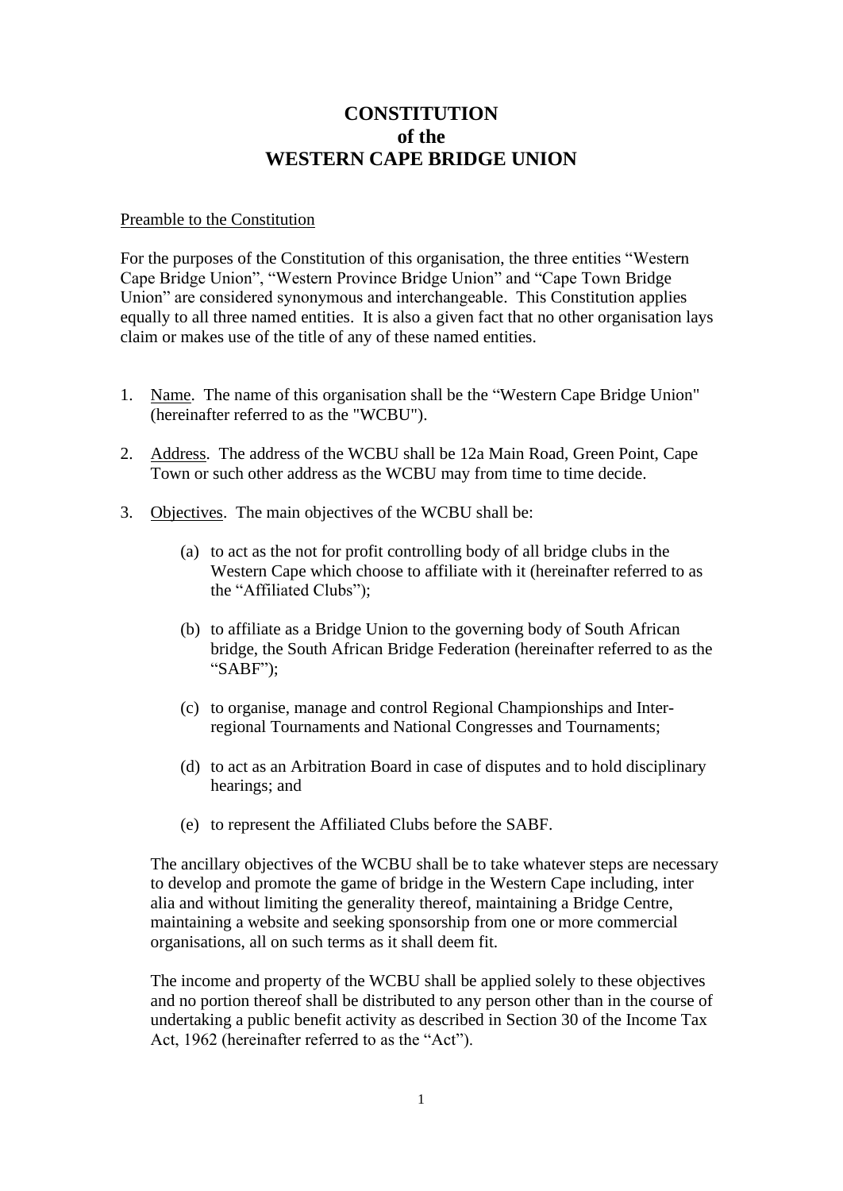# CONSTITUTION
# of the
# WESTERN CAPE BRIDGE UNION

Preamble to the Constitution

For the purposes of the Constitution of this organisation, the three entities "Western Cape Bridge Union", "Western Province Bridge Union" and "Cape Town Bridge Union" are considered synonymous and interchangeable. This Constitution applies equally to all three named entities. It is also a given fact that no other organisation lays claim or makes use of the title of any of these named entities.

1. Name. The name of this organisation shall be the "Western Cape Bridge Union" (hereinafter referred to as the "WCBU").

2. Address. The address of the WCBU shall be 12a Main Road, Green Point, Cape Town or such other address as the WCBU may from time to time decide.

3. Objectives. The main objectives of the WCBU shall be:

   (a) to act as the not for profit controlling body of all bridge clubs in the Western Cape which choose to affiliate with it (hereinafter referred to as the "Affiliated Clubs");

   (b) to affiliate as a Bridge Union to the governing body of South African bridge, the South African Bridge Federation (hereinafter referred to as the "SABF");

   (c) to organise, manage and control Regional Championships and Inter-regional Tournaments and National Congresses and Tournaments;

   (d) to act as an Arbitration Board in case of disputes and to hold disciplinary hearings; and

   (e) to represent the Affiliated Clubs before the SABF.

   The ancillary objectives of the WCBU shall be to take whatever steps are necessary to develop and promote the game of bridge in the Western Cape including, inter alia and without limiting the generality thereof, maintaining a Bridge Centre, maintaining a website and seeking sponsorship from one or more commercial organisations, all on such terms as it shall deem fit.

   The income and property of the WCBU shall be applied solely to these objectives and no portion thereof shall be distributed to any person other than in the course of undertaking a public benefit activity as described in Section 30 of the Income Tax Act, 1962 (hereinafter referred to as the "Act").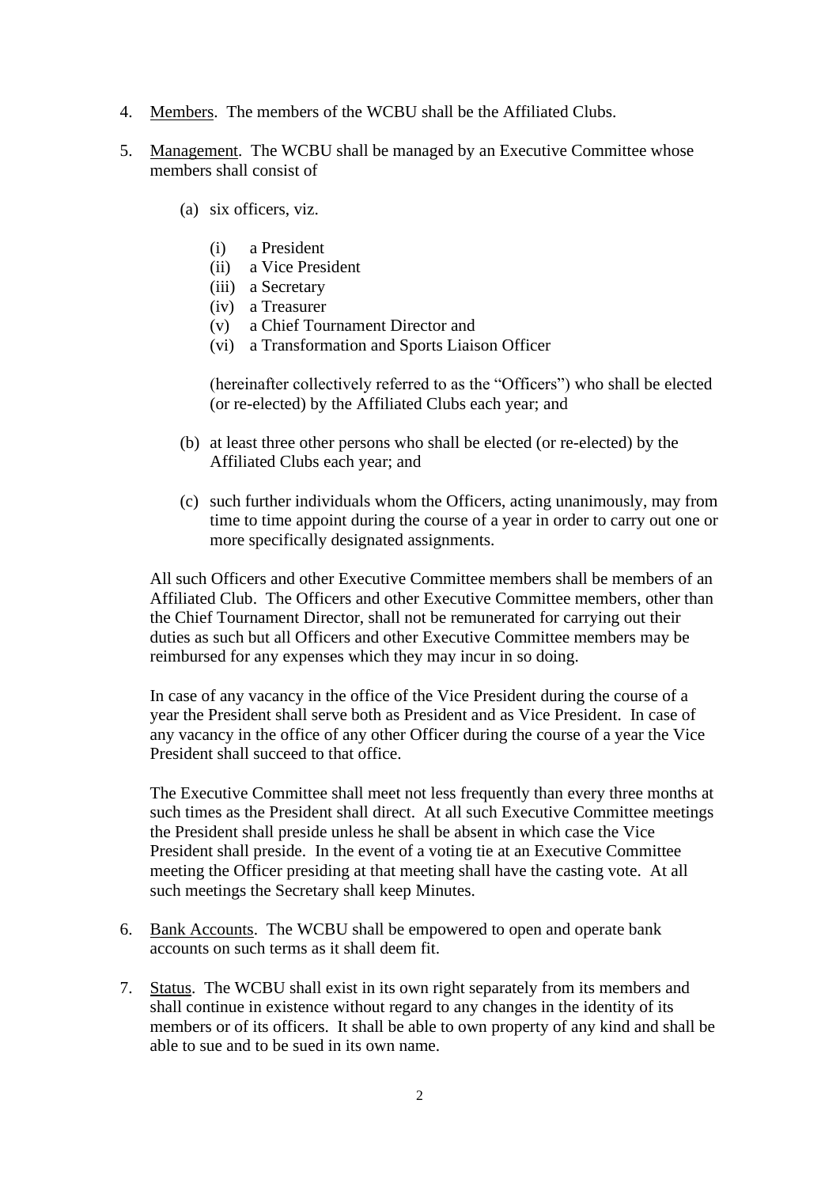4. <u>Members</u>. The members of the WCBU shall be the Affiliated Clubs.

5. <u>Management</u>. The WCBU shall be managed by an Executive Committee whose members shall consist of

   (a) six officers, viz.

      (i) a President
      (ii) a Vice President
      (iii) a Secretary
      (iv) a Treasurer
      (v) a Chief Tournament Director and
      (vi) a Transformation and Sports Liaison Officer

      (hereinafter collectively referred to as the “Officers”) who shall be elected (or re-elected) by the Affiliated Clubs each year; and

   (b) at least three other persons who shall be elected (or re-elected) by the Affiliated Clubs each year; and

   (c) such further individuals whom the Officers, acting unanimously, may from time to time appoint during the course of a year in order to carry out one or more specifically designated assignments.

   All such Officers and other Executive Committee members shall be members of an Affiliated Club. The Officers and other Executive Committee members, other than the Chief Tournament Director, shall not be remunerated for carrying out their duties as such but all Officers and other Executive Committee members may be reimbursed for any expenses which they may incur in so doing.

   In case of any vacancy in the office of the Vice President during the course of a year the President shall serve both as President and as Vice President. In case of any vacancy in the office of any other Officer during the course of a year the Vice President shall succeed to that office.

   The Executive Committee shall meet not less frequently than every three months at such times as the President shall direct. At all such Executive Committee meetings the President shall preside unless he shall be absent in which case the Vice President shall preside. In the event of a voting tie at an Executive Committee meeting the Officer presiding at that meeting shall have the casting vote. At all such meetings the Secretary shall keep Minutes.

6. <u>Bank Accounts</u>. The WCBU shall be empowered to open and operate bank accounts on such terms as it shall deem fit.

7. <u>Status</u>. The WCBU shall exist in its own right separately from its members and shall continue in existence without regard to any changes in the identity of its members or of its officers. It shall be able to own property of any kind and shall be able to sue and to be sued in its own name.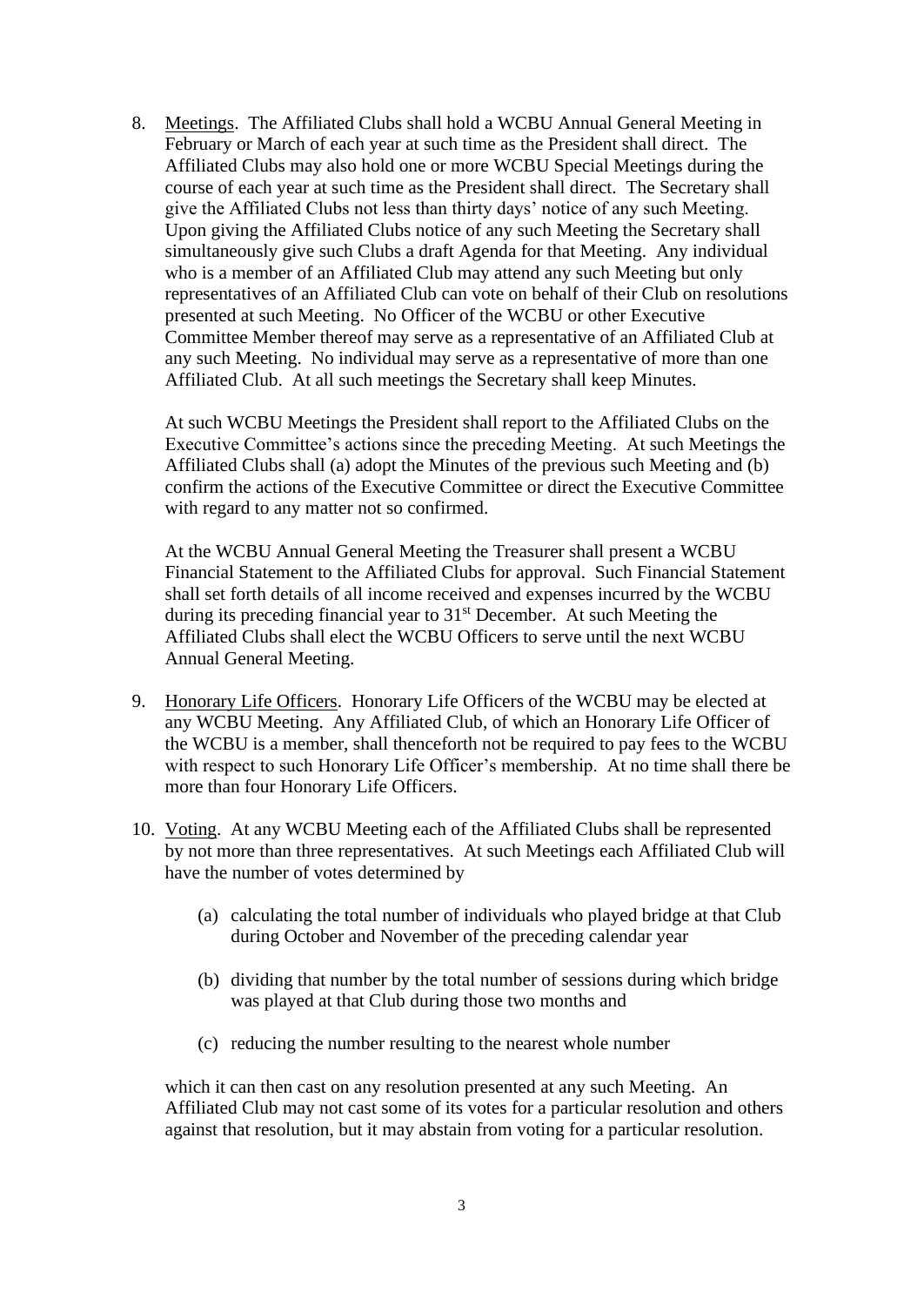8. <u>Meetings</u>. The Affiliated Clubs shall hold a WCBU Annual General Meeting in February or March of each year at such time as the President shall direct. The Affiliated Clubs may also hold one or more WCBU Special Meetings during the course of each year at such time as the President shall direct. The Secretary shall give the Affiliated Clubs not less than thirty days' notice of any such Meeting. Upon giving the Affiliated Clubs notice of any such Meeting the Secretary shall simultaneously give such Clubs a draft Agenda for that Meeting. Any individual who is a member of an Affiliated Club may attend any such Meeting but only representatives of an Affiliated Club can vote on behalf of their Club on resolutions presented at such Meeting. No Officer of the WCBU or other Executive Committee Member thereof may serve as a representative of an Affiliated Club at any such Meeting. No individual may serve as a representative of more than one Affiliated Club. At all such meetings the Secretary shall keep Minutes.

   At such WCBU Meetings the President shall report to the Affiliated Clubs on the Executive Committee's actions since the preceding Meeting. At such Meetings the Affiliated Clubs shall (a) adopt the Minutes of the previous such Meeting and (b) confirm the actions of the Executive Committee or direct the Executive Committee with regard to any matter not so confirmed.

   At the WCBU Annual General Meeting the Treasurer shall present a WCBU Financial Statement to the Affiliated Clubs for approval. Such Financial Statement shall set forth details of all income received and expenses incurred by the WCBU during its preceding financial year to 31st December. At such Meeting the Affiliated Clubs shall elect the WCBU Officers to serve until the next WCBU Annual General Meeting.

9. <u>Honorary Life Officers</u>. Honorary Life Officers of the WCBU may be elected at any WCBU Meeting. Any Affiliated Club, of which an Honorary Life Officer of the WCBU is a member, shall thenceforth not be required to pay fees to the WCBU with respect to such Honorary Life Officer's membership. At no time shall there be more than four Honorary Life Officers.

10. <u>Voting</u>. At any WCBU Meeting each of the Affiliated Clubs shall be represented by not more than three representatives. At such Meetings each Affiliated Club will have the number of votes determined by

    (a) calculating the total number of individuals who played bridge at that Club during October and November of the preceding calendar year

    (b) dividing that number by the total number of sessions during which bridge was played at that Club during those two months and

    (c) reducing the number resulting to the nearest whole number

    which it can then cast on any resolution presented at any such Meeting. An Affiliated Club may not cast some of its votes for a particular resolution and others against that resolution, but it may abstain from voting for a particular resolution.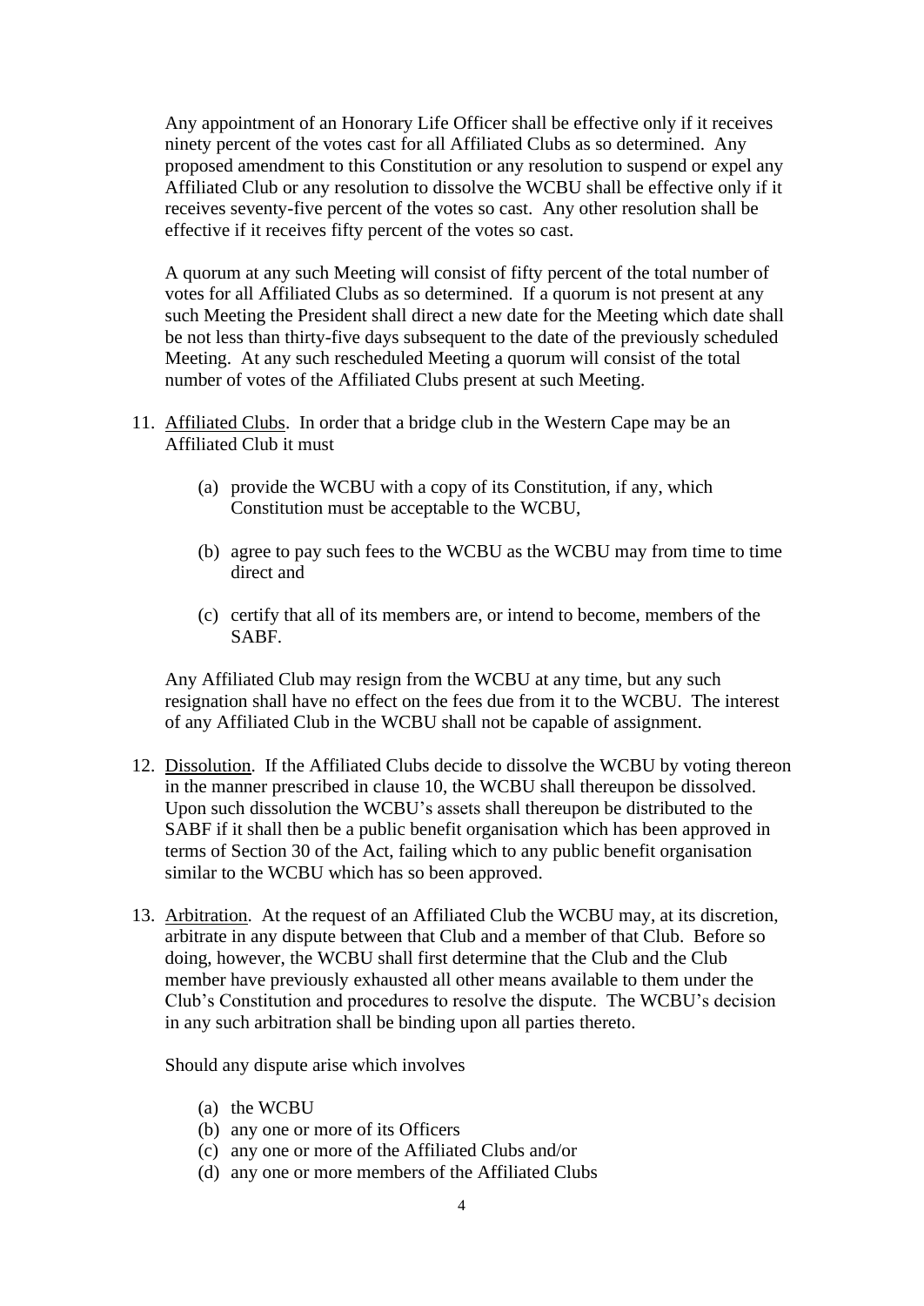Any appointment of an Honorary Life Officer shall be effective only if it receives ninety percent of the votes cast for all Affiliated Clubs as so determined. Any proposed amendment to this Constitution or any resolution to suspend or expel any Affiliated Club or any resolution to dissolve the WCBU shall be effective only if it receives seventy-five percent of the votes so cast. Any other resolution shall be effective if it receives fifty percent of the votes so cast.

A quorum at any such Meeting will consist of fifty percent of the total number of votes for all Affiliated Clubs as so determined. If a quorum is not present at any such Meeting the President shall direct a new date for the Meeting which date shall be not less than thirty-five days subsequent to the date of the previously scheduled Meeting. At any such rescheduled Meeting a quorum will consist of the total number of votes of the Affiliated Clubs present at such Meeting.

11. Affiliated Clubs. In order that a bridge club in the Western Cape may be an Affiliated Club it must

    (a) provide the WCBU with a copy of its Constitution, if any, which Constitution must be acceptable to the WCBU,

    (b) agree to pay such fees to the WCBU as the WCBU may from time to time direct and

    (c) certify that all of its members are, or intend to become, members of the SABF.

    Any Affiliated Club may resign from the WCBU at any time, but any such resignation shall have no effect on the fees due from it to the WCBU. The interest of any Affiliated Club in the WCBU shall not be capable of assignment.

12. Dissolution. If the Affiliated Clubs decide to dissolve the WCBU by voting thereon in the manner prescribed in clause 10, the WCBU shall thereupon be dissolved. Upon such dissolution the WCBU's assets shall thereupon be distributed to the SABF if it shall then be a public benefit organisation which has been approved in terms of Section 30 of the Act, failing which to any public benefit organisation similar to the WCBU which has so been approved.

13. Arbitration. At the request of an Affiliated Club the WCBU may, at its discretion, arbitrate in any dispute between that Club and a member of that Club. Before so doing, however, the WCBU shall first determine that the Club and the Club member have previously exhausted all other means available to them under the Club's Constitution and procedures to resolve the dispute. The WCBU's decision in any such arbitration shall be binding upon all parties thereto.

    Should any dispute arise which involves

    (a) the WCBU
    (b) any one or more of its Officers
    (c) any one or more of the Affiliated Clubs and/or
    (d) any one or more members of the Affiliated Clubs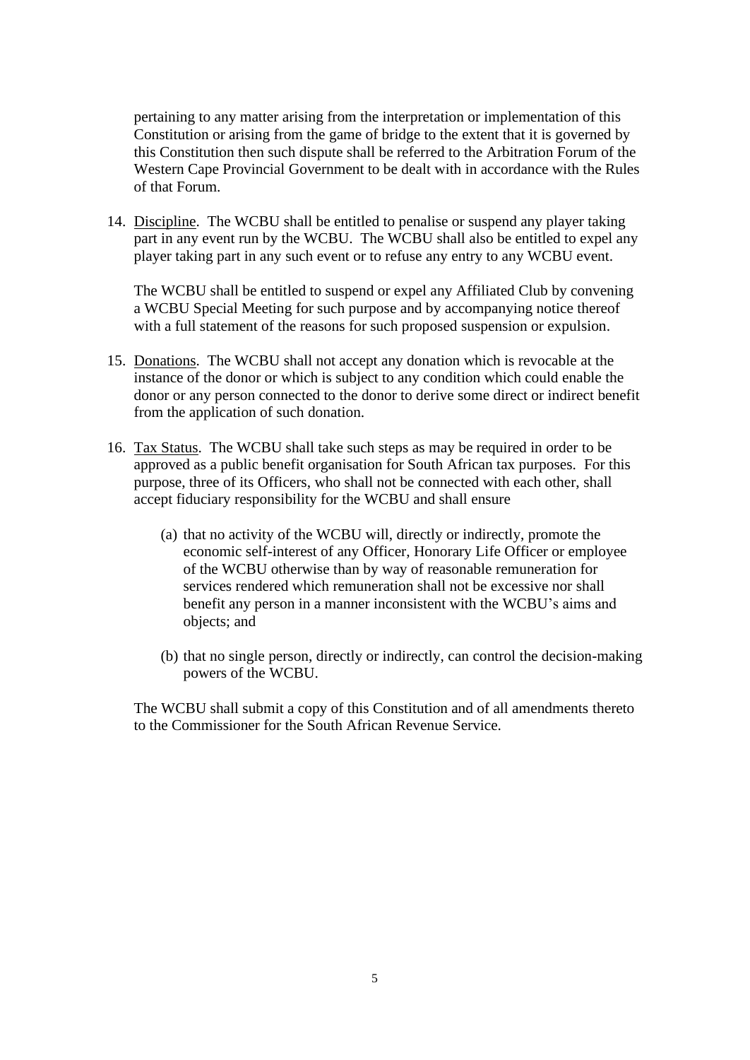pertaining to any matter arising from the interpretation or implementation of this Constitution or arising from the game of bridge to the extent that it is governed by this Constitution then such dispute shall be referred to the Arbitration Forum of the Western Cape Provincial Government to be dealt with in accordance with the Rules of that Forum.

14. Discipline. The WCBU shall be entitled to penalise or suspend any player taking part in any event run by the WCBU. The WCBU shall also be entitled to expel any player taking part in any such event or to refuse any entry to any WCBU event.

    The WCBU shall be entitled to suspend or expel any Affiliated Club by convening a WCBU Special Meeting for such purpose and by accompanying notice thereof with a full statement of the reasons for such proposed suspension or expulsion.

15. Donations. The WCBU shall not accept any donation which is revocable at the instance of the donor or which is subject to any condition which could enable the donor or any person connected to the donor to derive some direct or indirect benefit from the application of such donation.

16. Tax Status. The WCBU shall take such steps as may be required in order to be approved as a public benefit organisation for South African tax purposes. For this purpose, three of its Officers, who shall not be connected with each other, shall accept fiduciary responsibility for the WCBU and shall ensure

    (a) that no activity of the WCBU will, directly or indirectly, promote the economic self-interest of any Officer, Honorary Life Officer or employee of the WCBU otherwise than by way of reasonable remuneration for services rendered which remuneration shall not be excessive nor shall benefit any person in a manner inconsistent with the WCBU's aims and objects; and

    (b) that no single person, directly or indirectly, can control the decision-making powers of the WCBU.

    The WCBU shall submit a copy of this Constitution and of all amendments thereto to the Commissioner for the South African Revenue Service.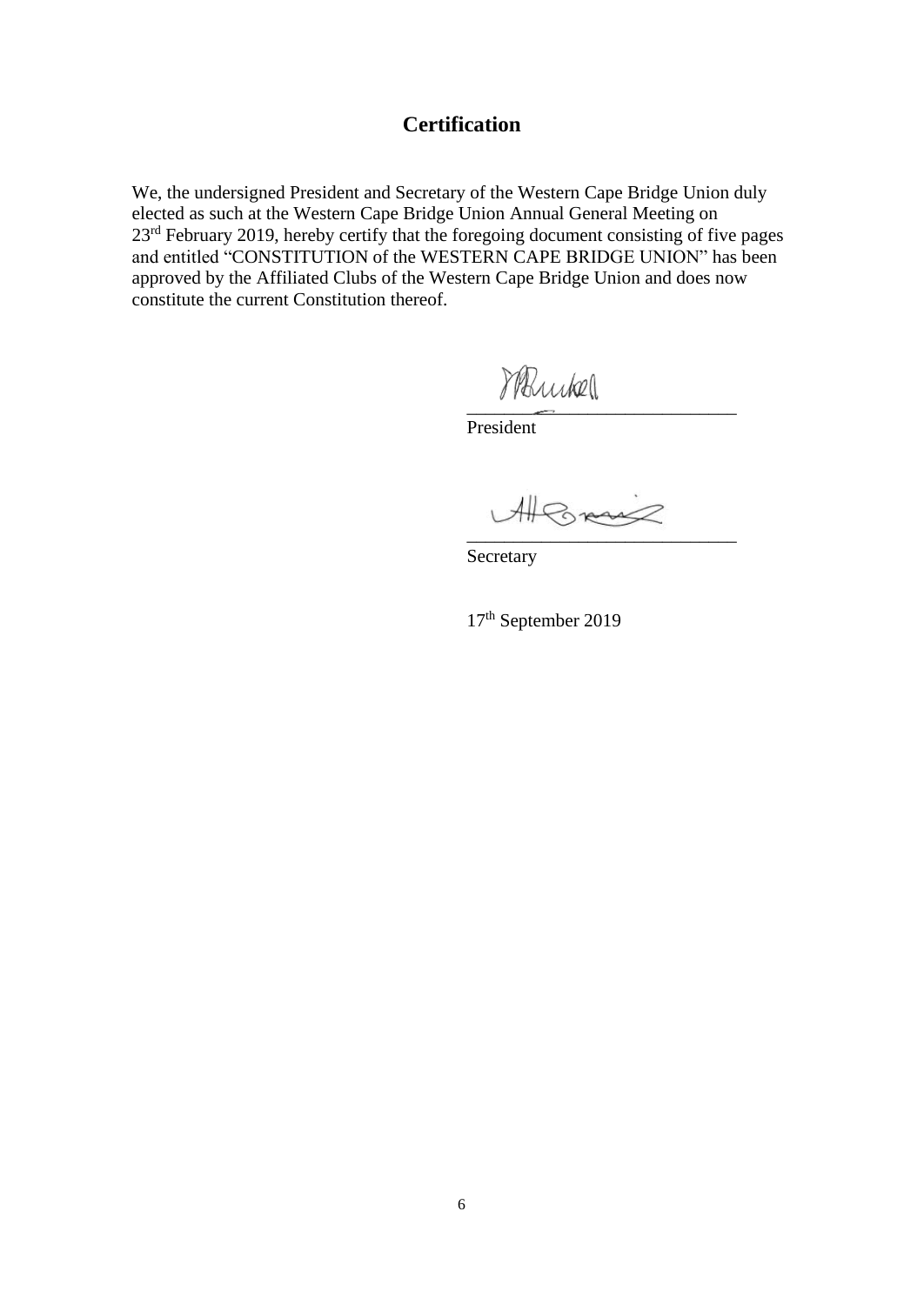## Certification

We, the undersigned President and Secretary of the Western Cape Bridge Union duly elected as such at the Western Cape Bridge Union Annual General Meeting on 23rd February 2019, hereby certify that the foregoing document consisting of five pages and entitled "CONSTITUTION of the WESTERN CAPE BRIDGE UNION" has been approved by the Affiliated Clubs of the Western Cape Bridge Union and does now constitute the current Constitution thereof.

\_\_\_\_\_\_\_\_\_\_\_\_\_\_\_\_\_\_\_\_\_\_\_\_\_\_\_\_\_\_

President

\_\_\_\_\_\_\_\_\_\_\_\_\_\_\_\_\_\_\_\_\_\_\_\_\_\_\_\_\_\_

Secretary

17th September 2019